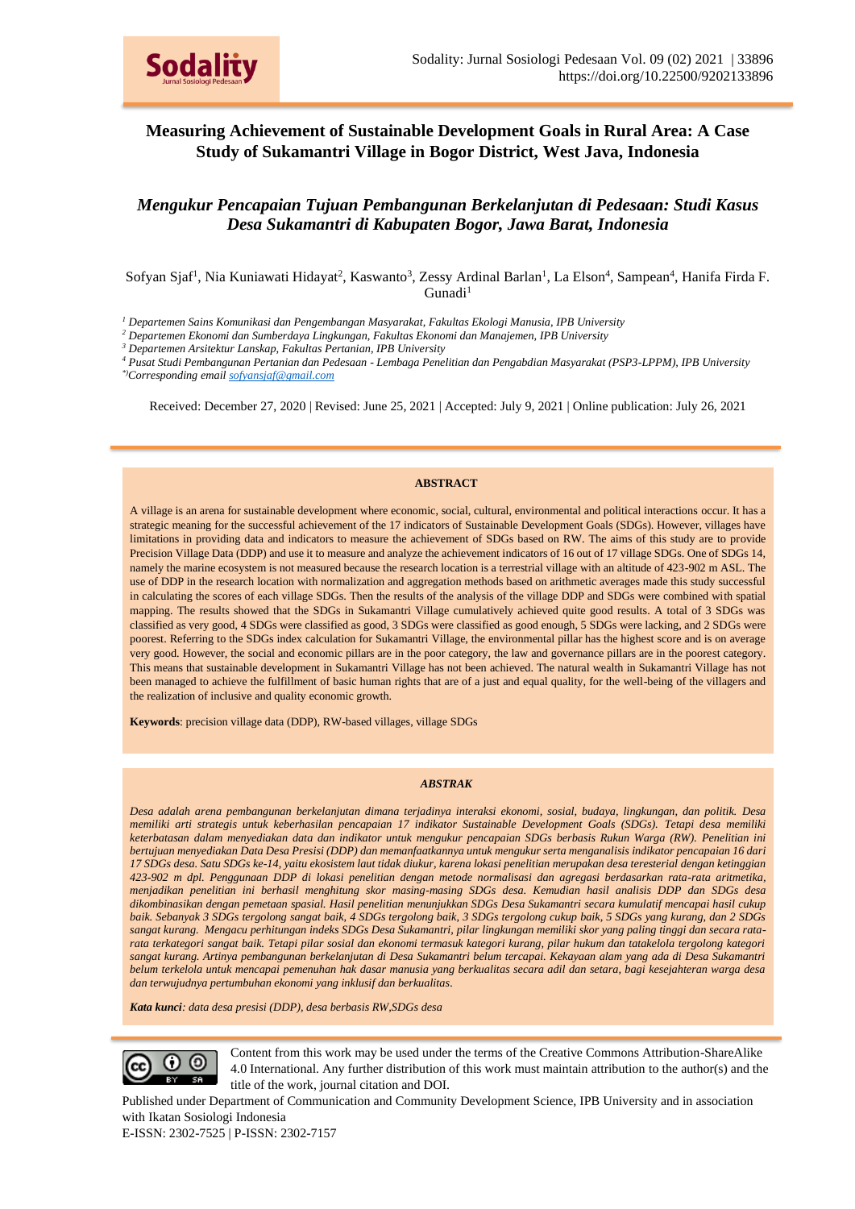# Measuring Achievement of Sustainable Development Goals in Rural Area: A Case Study of Sukamantri Village in Bogor District, West Java, Indonesia

## *Mengukur Pencapaian Tujuan Pembangunan Berkelanjutan di Pedesaan: Studi Kasus Desa Sukamantri di Kabupaten Bogor, Jawa Barat, Indonesia*

Sofyan Sjaf[1], Nia Kuniawati Hidayat[2], Kaswanto[3], Zessy Ardinal Barlan[1], La Elson[4], Sampean[4], Hanifa Firda F. Gunadi[1]

*[1] Departemen Sains Komunikasi dan Pengembangan Masyarakat, Fakultas Ekologi Manusia, IPB University*
*[2] Departemen Ekonomi dan Sumberdaya Lingkungan, Fakultas Ekonomi dan Manajemen, IPB University*
*[3] Departemen Arsitektur Lanskap, Fakultas Pertanian, IPB University*
*[4] Pusat Studi Pembangunan Pertanian dan Pedesaan - Lembaga Penelitian dan Pengabdian Masyarakat (PSP3-LPPM), IPB University*
*[*]Corresponding email sofyansjaf@gmail.com*

Received: December 27, 2020 | Revised: June 25, 2021 | Accepted: July 9, 2021 | Online publication: July 26, 2021

---

**ABSTRACT**

A village is an arena for sustainable development where economic, social, cultural, environmental and political interactions occur. It has a strategic meaning for the successful achievement of the 17 indicators of Sustainable Development Goals (SDGs). However, villages have limitations in providing data and indicators to measure the achievement of SDGs based on RW. The aims of this study are to provide Precision Village Data (DDP) and use it to measure and analyze the achievement indicators of 16 out of 17 village SDGs. One of SDGs 14, namely the marine ecosystem is not measured because the research location is a terrestrial village with an altitude of 423-902 m ASL. The use of DDP in the research location with normalization and aggregation methods based on arithmetic averages made this study successful in calculating the scores of each village SDGs. Then the results of the analysis of the village DDP and SDGs were combined with spatial mapping. The results showed that the SDGs in Sukamantri Village cumulatively achieved quite good results. A total of 3 SDGs was classified as very good, 4 SDGs were classified as good, 3 SDGs were classified as good enough, 5 SDGs were lacking, and 2 SDGs were poorest. Referring to the SDGs index calculation for Sukamantri Village, the environmental pillar has the highest score and is on average very good. However, the social and economic pillars are in the poor category, the law and governance pillars are in the poorest category. This means that sustainable development in Sukamantri Village has not been achieved. The natural wealth in Sukamantri Village has not been managed to achieve the fulfillment of basic human rights that are of a just and equal quality, for the well-being of the villagers and the realization of inclusive and quality economic growth.

**Keywords**: precision village data (DDP), RW-based villages, village SDGs

***ABSTRAK***

*Desa adalah arena pembangunan berkelanjutan dimana terjadinya interaksi ekonomi, sosial, budaya, lingkungan, dan politik. Desa memiliki arti strategis untuk keberhasilan pencapaian 17 indikator Sustainable Development Goals (SDGs). Tetapi desa memiliki keterbatasan dalam menyediakan data dan indikator untuk mengukur pencapaian SDGs berbasis Rukun Warga (RW). Penelitian ini bertujuan menyediakan Data Desa Presisi (DDP) dan memanfaatkannya untuk mengukur serta menganalisis indikator pencapaian 16 dari 17 SDGs desa. Satu SDGs ke-14, yaitu ekosistem laut tidak diukur, karena lokasi penelitian merupakan desa teresterial dengan ketinggian 423-902 m dpl. Penggunaan DDP di lokasi penelitian dengan metode normalisasi dan agregasi berdasarkan rata-rata aritmetika, menjadikan penelitian ini berhasil menghitung skor masing-masing SDGs desa. Kemudian hasil analisis DDP dan SDGs desa dikombinasikan dengan pemetaan spasial. Hasil penelitian menunjukkan SDGs Desa Sukamantri secara kumulatif mencapai hasil cukup baik. Sebanyak 3 SDGs tergolong sangat baik, 4 SDGs tergolong baik, 3 SDGs tergolong cukup baik, 5 SDGs yang kurang, dan 2 SDGs sangat kurang. Mengacu perhitungan indeks SDGs Desa Sukamantri, pilar lingkungan memiliki skor yang paling tinggi dan secara rata-rata terkategori sangat baik. Tetapi pilar sosial dan ekonomi termasuk kategori kurang, pilar hukum dan tatakelola tergolong kategori sangat kurang. Artinya pembangunan berkelanjutan di Desa Sukamantri belum tercapai. Kekayaan alam yang ada di Desa Sukamantri belum terkelola untuk mencapai pemenuhan hak dasar manusia yang berkualitas secara adil dan setara, bagi kesejahteraan warga desa dan terwujudnya pertumbuhan ekonomi yang inklusif dan berkualitas.*

***Kata kunci**: data desa presisi (DDP), desa berbasis RW,SDGs desa*

---

Content from this work may be used under the terms of the Creative Commons Attribution-ShareAlike 4.0 International. Any further distribution of this work must maintain attribution to the author(s) and the title of the work, journal citation and DOI.

Published under Department of Communication and Community Development Science, IPB University and in association with Ikatan Sosiologi Indonesia
E-ISSN: 2302-7525 | P-ISSN: 2302-7157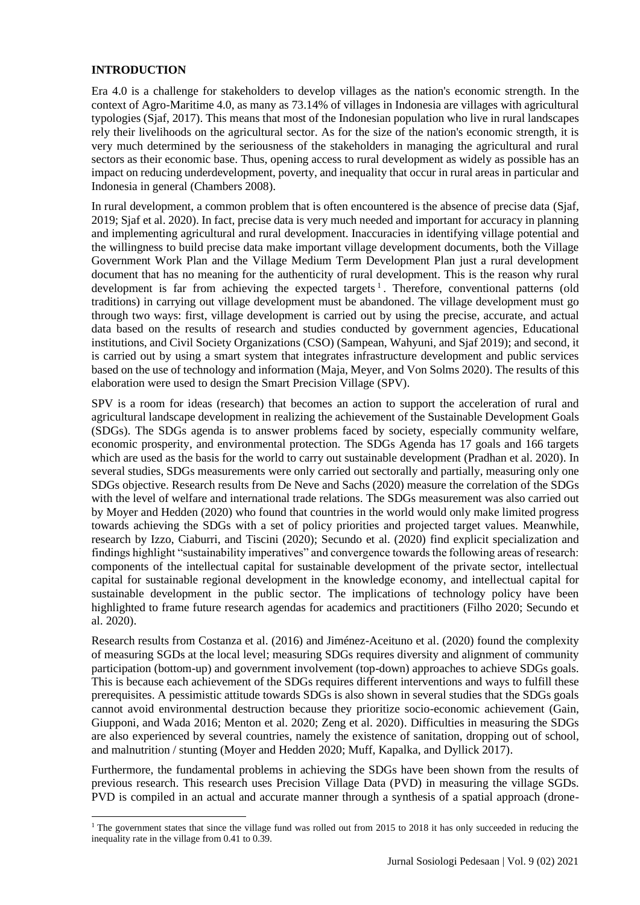## INTRODUCTION

Era 4.0 is a challenge for stakeholders to develop villages as the nation's economic strength. In the context of Agro-Maritime 4.0, as many as 73.14% of villages in Indonesia are villages with agricultural typologies (Sjaf, 2017). This means that most of the Indonesian population who live in rural landscapes rely their livelihoods on the agricultural sector. As for the size of the nation's economic strength, it is very much determined by the seriousness of the stakeholders in managing the agricultural and rural sectors as their economic base. Thus, opening access to rural development as widely as possible has an impact on reducing underdevelopment, poverty, and inequality that occur in rural areas in particular and Indonesia in general (Chambers 2008).

In rural development, a common problem that is often encountered is the absence of precise data (Sjaf, 2019; Sjaf et al. 2020). In fact, precise data is very much needed and important for accuracy in planning and implementing agricultural and rural development. Inaccuracies in identifying village potential and the willingness to build precise data make important village development documents, both the Village Government Work Plan and the Village Medium Term Development Plan just a rural development document that has no meaning for the authenticity of rural development. This is the reason why rural development is far from achieving the expected targets[1]. Therefore, conventional patterns (old traditions) in carrying out village development must be abandoned. The village development must go through two ways: first, village development is carried out by using the precise, accurate, and actual data based on the results of research and studies conducted by government agencies, Educational institutions, and Civil Society Organizations (CSO) (Sampean, Wahyuni, and Sjaf 2019); and second, it is carried out by using a smart system that integrates infrastructure development and public services based on the use of technology and information (Maja, Meyer, and Von Solms 2020). The results of this elaboration were used to design the Smart Precision Village (SPV).

SPV is a room for ideas (research) that becomes an action to support the acceleration of rural and agricultural landscape development in realizing the achievement of the Sustainable Development Goals (SDGs). The SDGs agenda is to answer problems faced by society, especially community welfare, economic prosperity, and environmental protection. The SDGs Agenda has 17 goals and 166 targets which are used as the basis for the world to carry out sustainable development (Pradhan et al. 2020). In several studies, SDGs measurements were only carried out sectorally and partially, measuring only one SDGs objective. Research results from De Neve and Sachs (2020) measure the correlation of the SDGs with the level of welfare and international trade relations. The SDGs measurement was also carried out by Moyer and Hedden (2020) who found that countries in the world would only make limited progress towards achieving the SDGs with a set of policy priorities and projected target values. Meanwhile, research by Izzo, Ciaburri, and Tiscini (2020); Secundo et al. (2020) find explicit specialization and findings highlight "sustainability imperatives" and convergence towards the following areas of research: components of the intellectual capital for sustainable development of the private sector, intellectual capital for sustainable regional development in the knowledge economy, and intellectual capital for sustainable development in the public sector. The implications of technology policy have been highlighted to frame future research agendas for academics and practitioners (Filho 2020; Secundo et al. 2020).

Research results from Costanza et al. (2016) and Jiménez-Aceituno et al. (2020) found the complexity of measuring SGDs at the local level; measuring SDGs requires diversity and alignment of community participation (bottom-up) and government involvement (top-down) approaches to achieve SDGs goals. This is because each achievement of the SDGs requires different interventions and ways to fulfill these prerequisites. A pessimistic attitude towards SDGs is also shown in several studies that the SDGs goals cannot avoid environmental destruction because they prioritize socio-economic achievement (Gain, Giupponi, and Wada 2016; Menton et al. 2020; Zeng et al. 2020). Difficulties in measuring the SDGs are also experienced by several countries, namely the existence of sanitation, dropping out of school, and malnutrition / stunting (Moyer and Hedden 2020; Muff, Kapalka, and Dyllick 2017).

Furthermore, the fundamental problems in achieving the SDGs have been shown from the results of previous research. This research uses Precision Village Data (PVD) in measuring the village SGDs. PVD is compiled in an actual and accurate manner through a synthesis of a spatial approach (drone-

[1] The government states that since the village fund was rolled out from 2015 to 2018 it has only succeeded in reducing the inequality rate in the village from 0.41 to 0.39.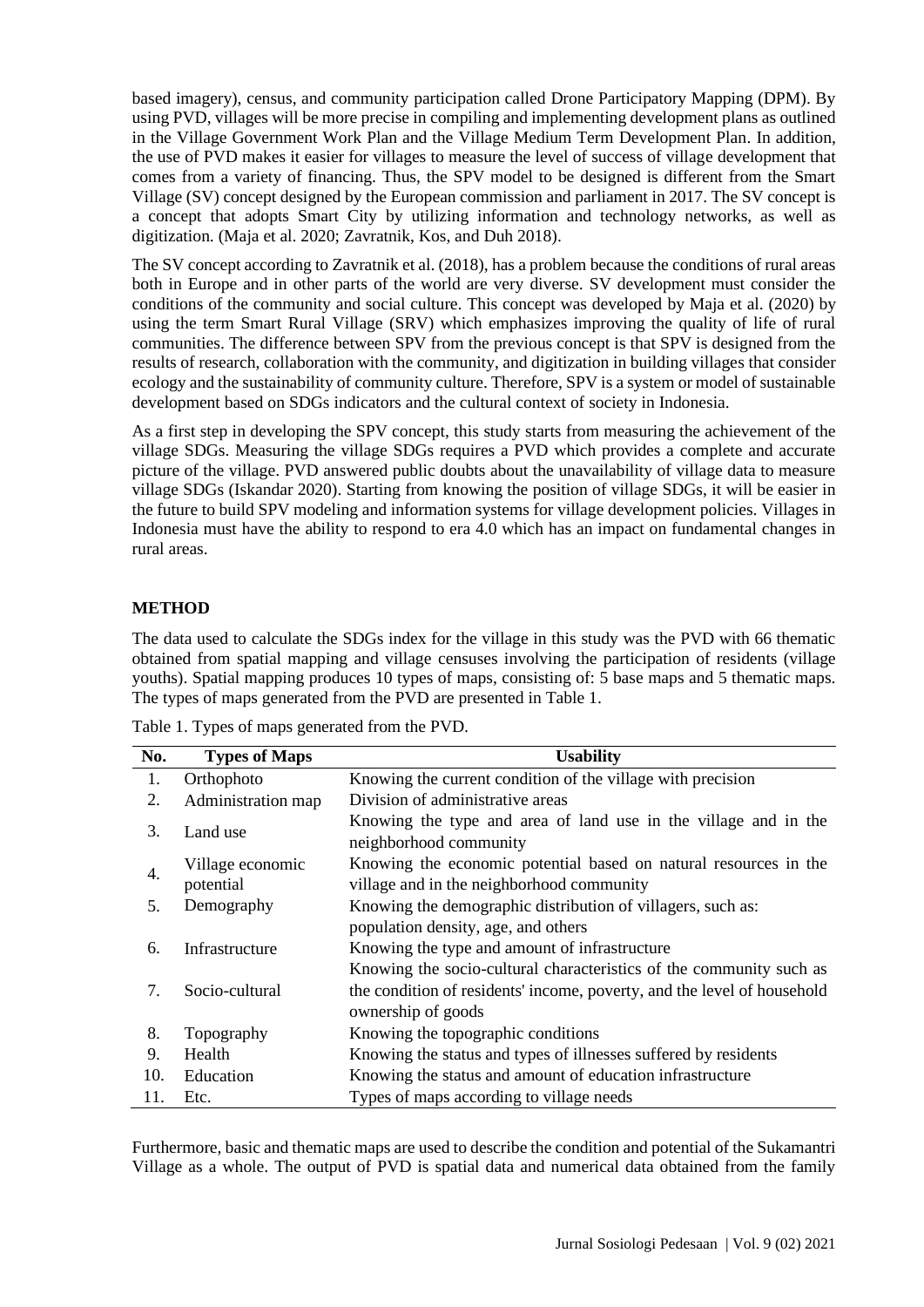based imagery), census, and community participation called Drone Participatory Mapping (DPM). By using PVD, villages will be more precise in compiling and implementing development plans as outlined in the Village Government Work Plan and the Village Medium Term Development Plan. In addition, the use of PVD makes it easier for villages to measure the level of success of village development that comes from a variety of financing. Thus, the SPV model to be designed is different from the Smart Village (SV) concept designed by the European commission and parliament in 2017. The SV concept is a concept that adopts Smart City by utilizing information and technology networks, as well as digitization. (Maja et al. 2020; Zavratnik, Kos, and Duh 2018).

The SV concept according to Zavratnik et al. (2018), has a problem because the conditions of rural areas both in Europe and in other parts of the world are very diverse. SV development must consider the conditions of the community and social culture. This concept was developed by Maja et al. (2020) by using the term Smart Rural Village (SRV) which emphasizes improving the quality of life of rural communities. The difference between SPV from the previous concept is that SPV is designed from the results of research, collaboration with the community, and digitization in building villages that consider ecology and the sustainability of community culture. Therefore, SPV is a system or model of sustainable development based on SDGs indicators and the cultural context of society in Indonesia.

As a first step in developing the SPV concept, this study starts from measuring the achievement of the village SDGs. Measuring the village SDGs requires a PVD which provides a complete and accurate picture of the village. PVD answered public doubts about the unavailability of village data to measure village SDGs (Iskandar 2020). Starting from knowing the position of village SDGs, it will be easier in the future to build SPV modeling and information systems for village development policies. Villages in Indonesia must have the ability to respond to era 4.0 which has an impact on fundamental changes in rural areas.

## METHOD

The data used to calculate the SDGs index for the village in this study was the PVD with 66 thematic obtained from spatial mapping and village censuses involving the participation of residents (village youths). Spatial mapping produces 10 types of maps, consisting of: 5 base maps and 5 thematic maps. The types of maps generated from the PVD are presented in Table 1.

Table 1. Types of maps generated from the PVD.

| No. | Types of Maps | Usability |
|---|---|---|
| 1. | Orthophoto | Knowing the current condition of the village with precision |
| 2. | Administration map | Division of administrative areas |
| 3. | Land use | Knowing the type and area of land use in the village and in the neighborhood community |
| 4. | Village economic potential | Knowing the economic potential based on natural resources in the village and in the neighborhood community |
| 5. | Demography | Knowing the demographic distribution of villagers, such as: population density, age, and others |
| 6. | Infrastructure | Knowing the type and amount of infrastructure |
| 7. | Socio-cultural | Knowing the socio-cultural characteristics of the community such as the condition of residents' income, poverty, and the level of household ownership of goods |
| 8. | Topography | Knowing the topographic conditions |
| 9. | Health | Knowing the status and types of illnesses suffered by residents |
| 10. | Education | Knowing the status and amount of education infrastructure |
| 11. | Etc. | Types of maps according to village needs |

Furthermore, basic and thematic maps are used to describe the condition and potential of the Sukamantri Village as a whole. The output of PVD is spatial data and numerical data obtained from the family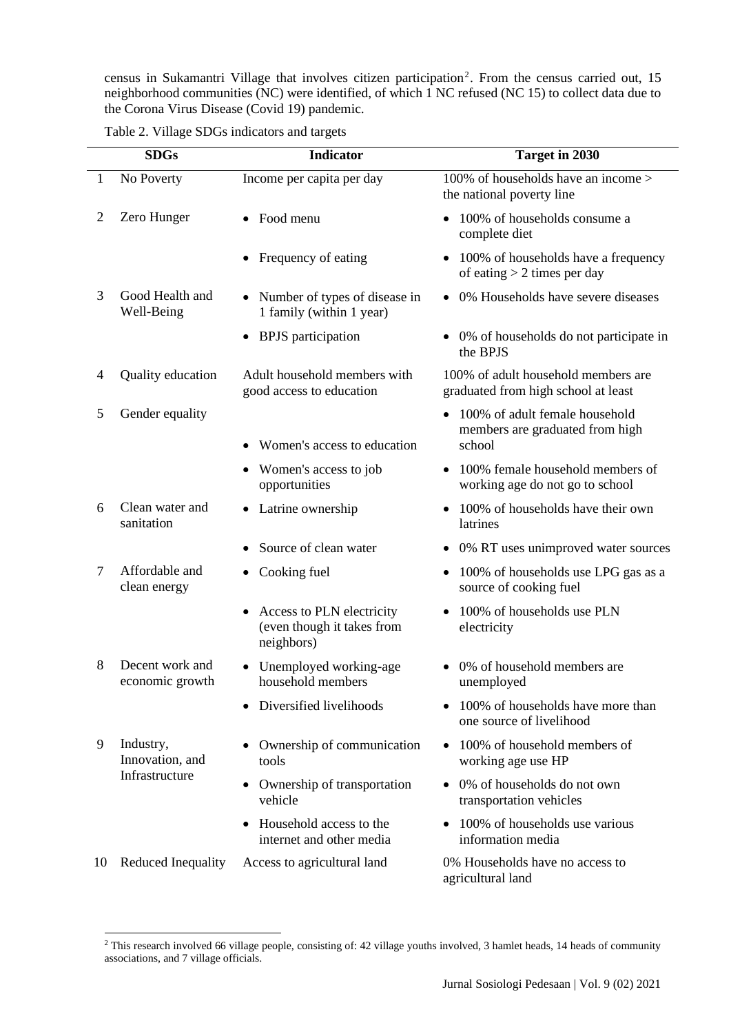census in Sukamantri Village that involves citizen participation[2]. From the census carried out, 15 neighborhood communities (NC) were identified, of which 1 NC refused (NC 15) to collect data due to the Corona Virus Disease (Covid 19) pandemic.

Table 2. Village SDGs indicators and targets

| | SDGs | Indicator | Target in 2030 |
|---|---|---|---|
| 1 | No Poverty | Income per capita per day | 100% of households have an income > the national poverty line |
| 2 | Zero Hunger | • Food menu | • 100% of households consume a complete diet |
| | | • Frequency of eating | • 100% of households have a frequency of eating > 2 times per day |
| 3 | Good Health and Well-Being | • Number of types of disease in 1 family (within 1 year) | • 0% Households have severe diseases |
| | | • BPJS participation | • 0% of households do not participate in the BPJS |
| 4 | Quality education | Adult household members with good access to education | 100% of adult household members are graduated from high school at least |
| 5 | Gender equality | • Women's access to education | • 100% of adult female household members are graduated from high school |
| | | • Women's access to job opportunities | • 100% female household members of working age do not go to school |
| 6 | Clean water and sanitation | • Latrine ownership | • 100% of households have their own latrines |
| | | • Source of clean water | • 0% RT uses unimproved water sources |
| 7 | Affordable and clean energy | • Cooking fuel | • 100% of households use LPG gas as a source of cooking fuel |
| | | • Access to PLN electricity (even though it takes from neighbors) | • 100% of households use PLN electricity |
| 8 | Decent work and economic growth | • Unemployed working-age household members | • 0% of household members are unemployed |
| | | • Diversified livelihoods | • 100% of households have more than one source of livelihood |
| 9 | Industry, Innovation, and Infrastructure | • Ownership of communication tools | • 100% of household members of working age use HP |
| | | • Ownership of transportation vehicle | • 0% of households do not own transportation vehicles |
| | | • Household access to the internet and other media | • 100% of households use various information media |
| 10 | Reduced Inequality | Access to agricultural land | 0% Households have no access to agricultural land |

[2] This research involved 66 village people, consisting of: 42 village youths involved, 3 hamlet heads, 14 heads of community associations, and 7 village officials.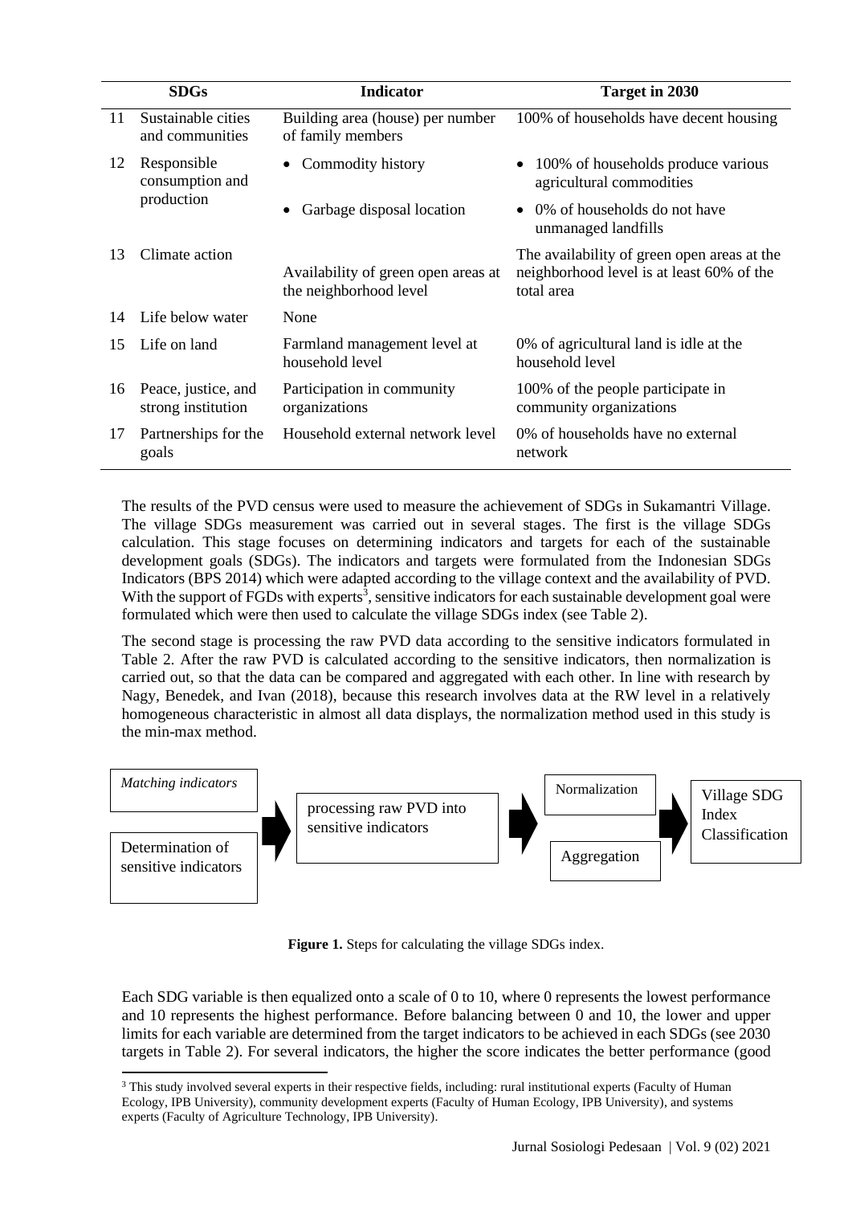| | SDGs | Indicator | Target in 2030 |
|---|---|---|---|
| 11 | Sustainable cities and communities | Building area (house) per number of family members | 100% of households have decent housing |
| 12 | Responsible consumption and production | • Commodity history | • 100% of households produce various agricultural commodities |
| | | • Garbage disposal location | • 0% of households do not have unmanaged landfills |
| 13 | Climate action | Availability of green open areas at the neighborhood level | The availability of green open areas at the neighborhood level is at least 60% of the total area |
| 14 | Life below water | None | |
| 15 | Life on land | Farmland management level at household level | 0% of agricultural land is idle at the household level |
| 16 | Peace, justice, and strong institution | Participation in community organizations | 100% of the people participate in community organizations |
| 17 | Partnerships for the goals | Household external network level | 0% of households have no external network |

The results of the PVD census were used to measure the achievement of SDGs in Sukamantri Village. The village SDGs measurement was carried out in several stages. The first is the village SDGs calculation. This stage focuses on determining indicators and targets for each of the sustainable development goals (SDGs). The indicators and targets were formulated from the Indonesian SDGs Indicators (BPS 2014) which were adapted according to the village context and the availability of PVD. With the support of FGDs with experts[3], sensitive indicators for each sustainable development goal were formulated which were then used to calculate the village SDGs index (see Table 2).

The second stage is processing the raw PVD data according to the sensitive indicators formulated in Table 2. After the raw PVD is calculated according to the sensitive indicators, then normalization is carried out, so that the data can be compared and aggregated with each other. In line with research by Nagy, Benedek, and Ivan (2018), because this research involves data at the RW level in a relatively homogeneous characteristic in almost all data displays, the normalization method used in this study is the min-max method.

*Matching indicators*

Determination of sensitive indicators → processing raw PVD into sensitive indicators → Normalization / Aggregation → Village SDG Index Classification

**Figure 1.** Steps for calculating the village SDGs index.

Each SDG variable is then equalized onto a scale of 0 to 10, where 0 represents the lowest performance and 10 represents the highest performance. Before balancing between 0 and 10, the lower and upper limits for each variable are determined from the target indicators to be achieved in each SDGs (see 2030 targets in Table 2). For several indicators, the higher the score indicates the better performance (good

[3] This study involved several experts in their respective fields, including: rural institutional experts (Faculty of Human Ecology, IPB University), community development experts (Faculty of Human Ecology, IPB University), and systems experts (Faculty of Agriculture Technology, IPB University).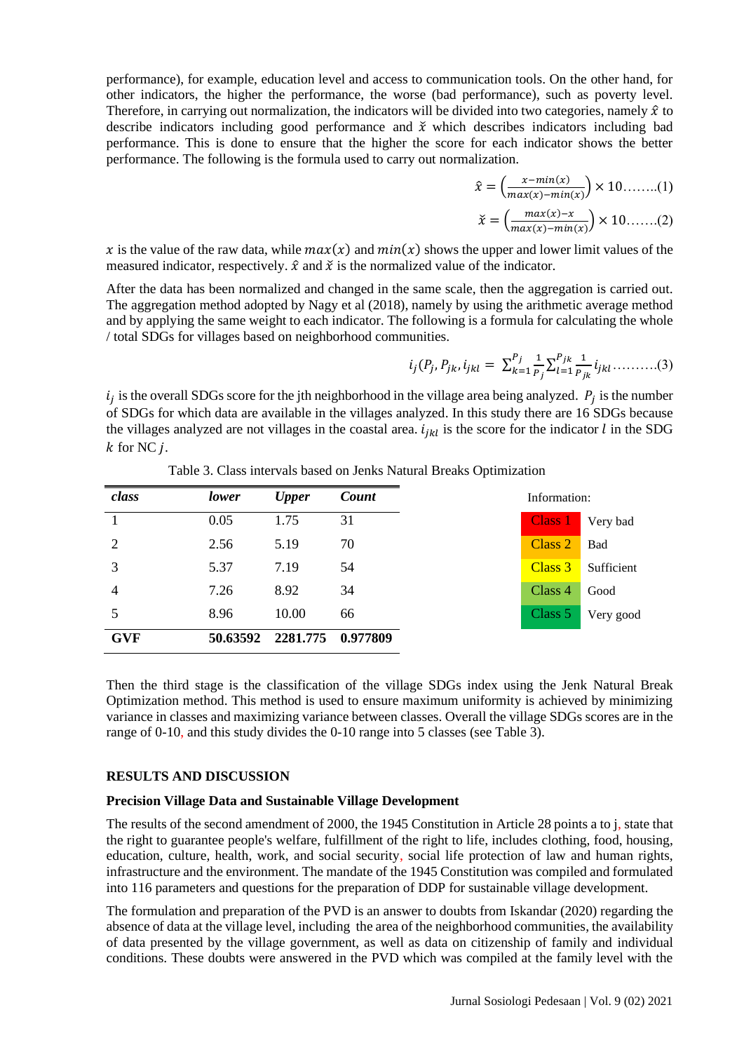performance), for example, education level and access to communication tools. On the other hand, for other indicators, the higher the performance, the worse (bad performance), such as poverty level. Therefore, in carrying out normalization, the indicators will be divided into two categories, namely $\hat{x}$ to describe indicators including good performance and $\check{x}$ which describes indicators including bad performance. This is done to ensure that the higher the score for each indicator shows the better performance. The following is the formula used to carry out normalization.

$$\hat{x} = \left(\frac{x - min(x)}{max(x) - min(x)}\right) \times 10 \text{........(1)}$$

$$\check{x} = \left(\frac{max(x) - x}{max(x) - min(x)}\right) \times 10 \text{.......(2)}$$

$x$ is the value of the raw data, while $max(x)$ and $min(x)$ shows the upper and lower limit values of the measured indicator, respectively. $\hat{x}$ and $\check{x}$ is the normalized value of the indicator.

After the data has been normalized and changed in the same scale, then the aggregation is carried out. The aggregation method adopted by Nagy et al (2018), namely by using the arithmetic average method and by applying the same weight to each indicator. The following is a formula for calculating the whole / total SDGs for villages based on neighborhood communities.

$$i_j(P_j, P_{jk}, i_{jkl} = \sum_{k=1}^{P_j} \frac{1}{P_j} \sum_{l=1}^{P_{jk}} \frac{1}{P_{jk}} i_{jkl} \text{..........(3)}$$

$i_j$ is the overall SDGs score for the jth neighborhood in the village area being analyzed. $P_j$ is the number of SDGs for which data are available in the villages analyzed. In this study there are 16 SDGs because the villages analyzed are not villages in the coastal area. $i_{jkl}$ is the score for the indicator $l$ in the SDG $k$ for NC $j$.

Table 3. Class intervals based on Jenks Natural Breaks Optimization

| *class* | *lower* | *Upper* | *Count* |
|---|---|---|---|
| 1 | 0.05 | 1.75 | 31 |
| 2 | 2.56 | 5.19 | 70 |
| 3 | 5.37 | 7.19 | 54 |
| 4 | 7.26 | 8.92 | 34 |
| 5 | 8.96 | 10.00 | 66 |
| **GVF** | **50.63592** | **2281.775** | **0.977809** |

Information:

| | |
|---|---|
| Class 1 | Very bad |
| Class 2 | Bad |
| Class 3 | Sufficient |
| Class 4 | Good |
| Class 5 | Very good |

Then the third stage is the classification of the village SDGs index using the Jenk Natural Break Optimization method. This method is used to ensure maximum uniformity is achieved by minimizing variance in classes and maximizing variance between classes. Overall the village SDGs scores are in the range of 0-10, and this study divides the 0-10 range into 5 classes (see Table 3).

## RESULTS AND DISCUSSION

### Precision Village Data and Sustainable Village Development

The results of the second amendment of 2000, the 1945 Constitution in Article 28 points a to j, state that the right to guarantee people's welfare, fulfillment of the right to life, includes clothing, food, housing, education, culture, health, work, and social security, social life protection of law and human rights, infrastructure and the environment. The mandate of the 1945 Constitution was compiled and formulated into 116 parameters and questions for the preparation of DDP for sustainable village development.

The formulation and preparation of the PVD is an answer to doubts from Iskandar (2020) regarding the absence of data at the village level, including the area of the neighborhood communities, the availability of data presented by the village government, as well as data on citizenship of family and individual conditions. These doubts were answered in the PVD which was compiled at the family level with the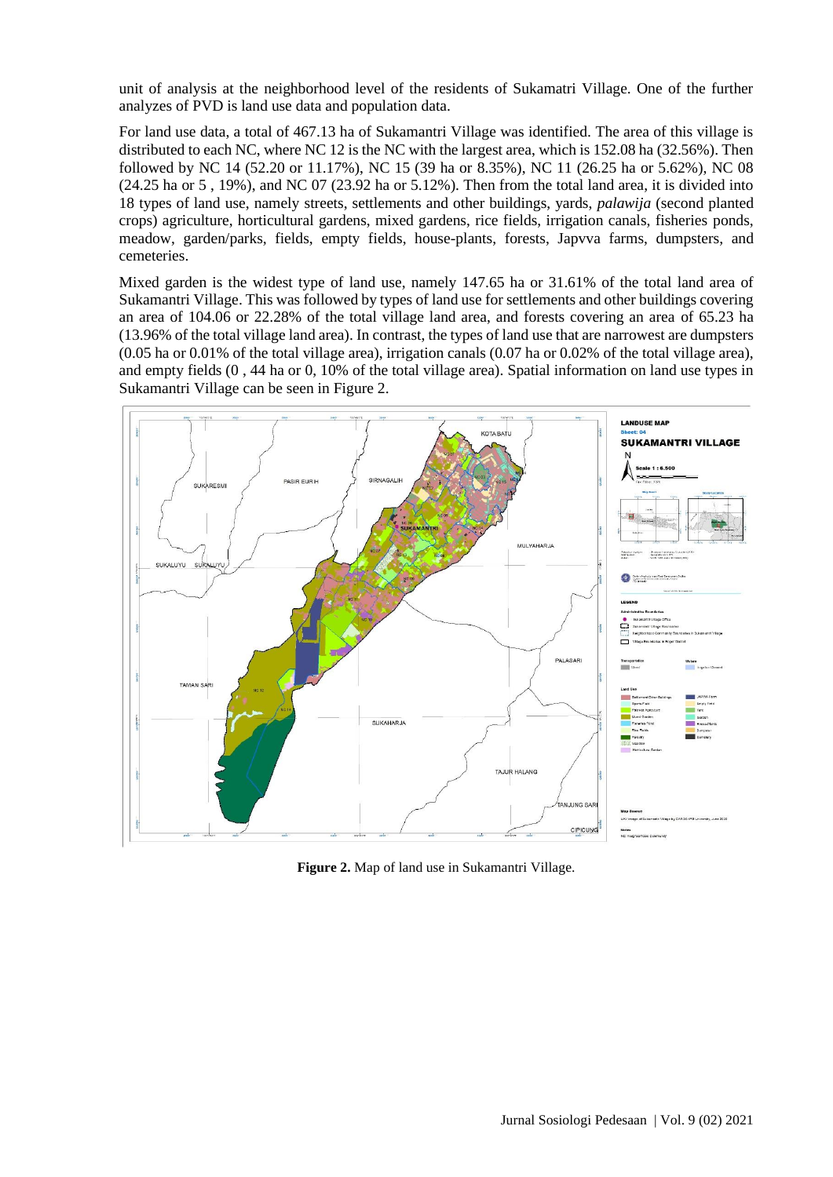unit of analysis at the neighborhood level of the residents of Sukamatri Village. One of the further analyzes of PVD is land use data and population data.

For land use data, a total of 467.13 ha of Sukamantri Village was identified. The area of this village is distributed to each NC, where NC 12 is the NC with the largest area, which is 152.08 ha (32.56%). Then followed by NC 14 (52.20 or 11.17%), NC 15 (39 ha or 8.35%), NC 11 (26.25 ha or 5.62%), NC 08 (24.25 ha or 5 , 19%), and NC 07 (23.92 ha or 5.12%). Then from the total land area, it is divided into 18 types of land use, namely streets, settlements and other buildings, yards, *palawija* (second planted crops) agriculture, horticultural gardens, mixed gardens, rice fields, irrigation canals, fisheries ponds, meadow, garden/parks, fields, empty fields, house-plants, forests, Japvva farms, dumpsters, and cemeteries.

Mixed garden is the widest type of land use, namely 147.65 ha or 31.61% of the total land area of Sukamantri Village. This was followed by types of land use for settlements and other buildings covering an area of 104.06 or 22.28% of the total village land area, and forests covering an area of 65.23 ha (13.96% of the total village land area). In contrast, the types of land use that are narrowest are dumpsters (0.05 ha or 0.01% of the total village area), irrigation canals (0.07 ha or 0.02% of the total village area), and empty fields (0 , 44 ha or 0, 10% of the total village area). Spatial information on land use types in Sukamantri Village can be seen in Figure 2.

**Figure 2.** Map of land use in Sukamantri Village.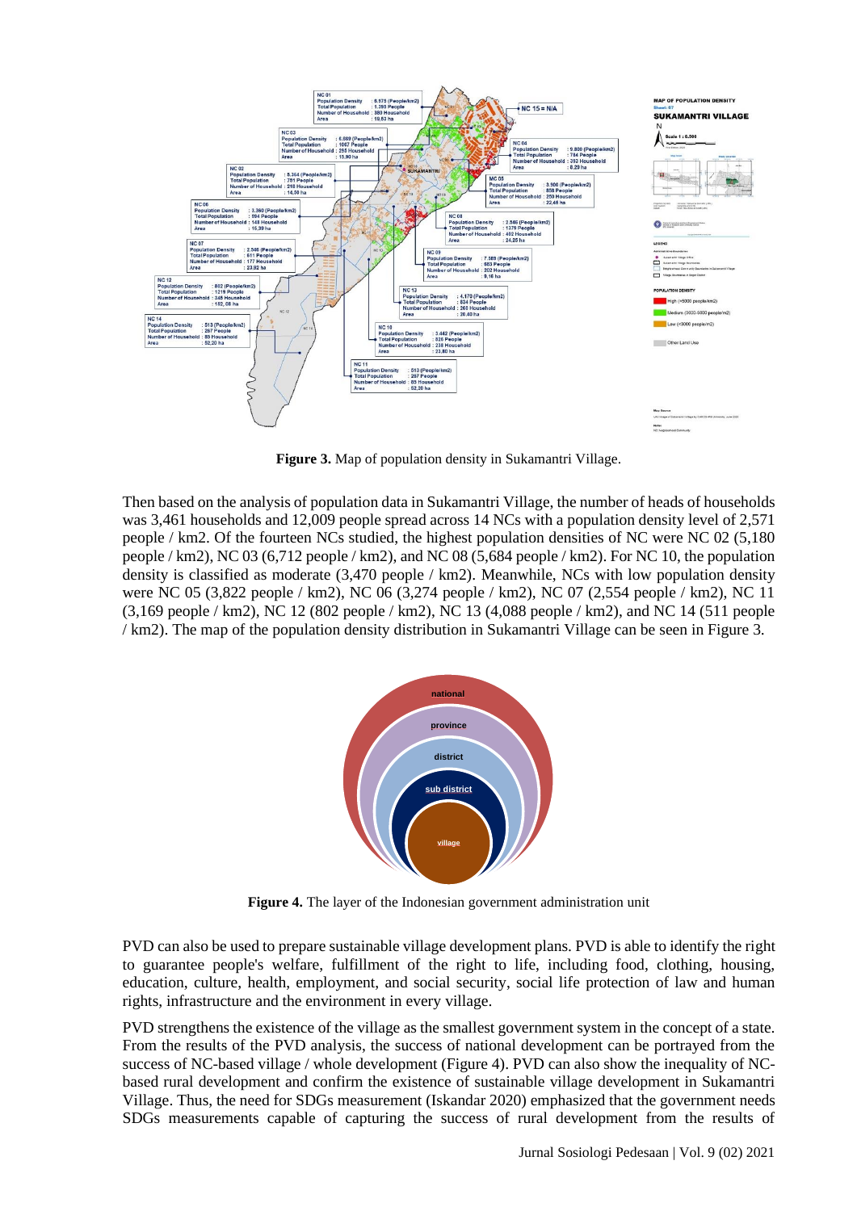**Figure 3.** Map of population density in Sukamantri Village.

Then based on the analysis of population data in Sukamantri Village, the number of heads of households was 3,461 households and 12,009 people spread across 14 NCs with a population density level of 2,571 people / km2. Of the fourteen NCs studied, the highest population densities of NC were NC 02 (5,180 people / km2), NC 03 (6,712 people / km2), and NC 08 (5,684 people / km2). For NC 10, the population density is classified as moderate (3,470 people / km2). Meanwhile, NCs with low population density were NC 05 (3,822 people / km2), NC 06 (3,274 people / km2), NC 07 (2,554 people / km2), NC 11 (3,169 people / km2), NC 12 (802 people / km2), NC 13 (4,088 people / km2), and NC 14 (511 people / km2). The map of the population density distribution in Sukamantri Village can be seen in Figure 3.

**Figure 4.** The layer of the Indonesian government administration unit

PVD can also be used to prepare sustainable village development plans. PVD is able to identify the right to guarantee people's welfare, fulfillment of the right to life, including food, clothing, housing, education, culture, health, employment, and social security, social life protection of law and human rights, infrastructure and the environment in every village.

PVD strengthens the existence of the village as the smallest government system in the concept of a state. From the results of the PVD analysis, the success of national development can be portrayed from the success of NC-based village / whole development (Figure 4). PVD can also show the inequality of NC-based rural development and confirm the existence of sustainable village development in Sukamantri Village. Thus, the need for SDGs measurement (Iskandar 2020) emphasized that the government needs SDGs measurements capable of capturing the success of rural development from the results of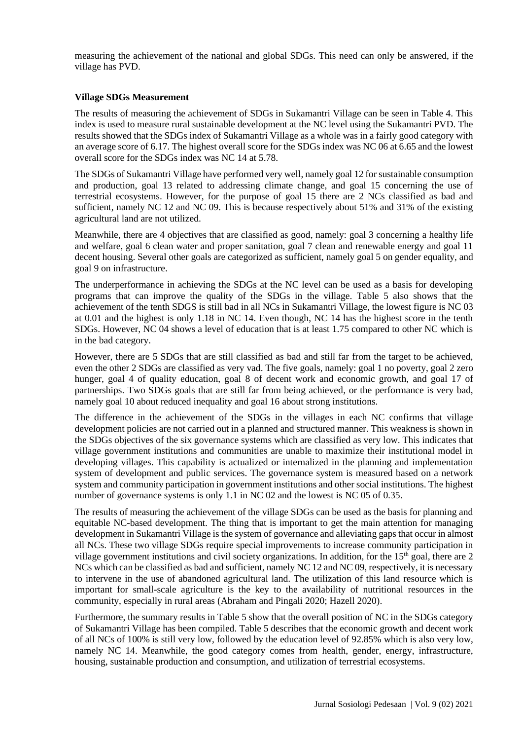measuring the achievement of the national and global SDGs. This need can only be answered, if the village has PVD.

**Village SDGs Measurement**

The results of measuring the achievement of SDGs in Sukamantri Village can be seen in Table 4. This index is used to measure rural sustainable development at the NC level using the Sukamantri PVD. The results showed that the SDGs index of Sukamantri Village as a whole was in a fairly good category with an average score of 6.17. The highest overall score for the SDGs index was NC 06 at 6.65 and the lowest overall score for the SDGs index was NC 14 at 5.78.

The SDGs of Sukamantri Village have performed very well, namely goal 12 for sustainable consumption and production, goal 13 related to addressing climate change, and goal 15 concerning the use of terrestrial ecosystems. However, for the purpose of goal 15 there are 2 NCs classified as bad and sufficient, namely NC 12 and NC 09. This is because respectively about 51% and 31% of the existing agricultural land are not utilized.

Meanwhile, there are 4 objectives that are classified as good, namely: goal 3 concerning a healthy life and welfare, goal 6 clean water and proper sanitation, goal 7 clean and renewable energy and goal 11 decent housing. Several other goals are categorized as sufficient, namely goal 5 on gender equality, and goal 9 on infrastructure.

The underperformance in achieving the SDGs at the NC level can be used as a basis for developing programs that can improve the quality of the SDGs in the village. Table 5 also shows that the achievement of the tenth SDGS is still bad in all NCs in Sukamantri Village, the lowest figure is NC 03 at 0.01 and the highest is only 1.18 in NC 14. Even though, NC 14 has the highest score in the tenth SDGs. However, NC 04 shows a level of education that is at least 1.75 compared to other NC which is in the bad category.

However, there are 5 SDGs that are still classified as bad and still far from the target to be achieved, even the other 2 SDGs are classified as very vad. The five goals, namely: goal 1 no poverty, goal 2 zero hunger, goal 4 of quality education, goal 8 of decent work and economic growth, and goal 17 of partnerships. Two SDGs goals that are still far from being achieved, or the performance is very bad, namely goal 10 about reduced inequality and goal 16 about strong institutions.

The difference in the achievement of the SDGs in the villages in each NC confirms that village development policies are not carried out in a planned and structured manner. This weakness is shown in the SDGs objectives of the six governance systems which are classified as very low. This indicates that village government institutions and communities are unable to maximize their institutional model in developing villages. This capability is actualized or internalized in the planning and implementation system of development and public services. The governance system is measured based on a network system and community participation in government institutions and other social institutions. The highest number of governance systems is only 1.1 in NC 02 and the lowest is NC 05 of 0.35.

The results of measuring the achievement of the village SDGs can be used as the basis for planning and equitable NC-based development. The thing that is important to get the main attention for managing development in Sukamantri Village is the system of governance and alleviating gaps that occur in almost all NCs. These two village SDGs require special improvements to increase community participation in village government institutions and civil society organizations. In addition, for the 15th goal, there are 2 NCs which can be classified as bad and sufficient, namely NC 12 and NC 09, respectively, it is necessary to intervene in the use of abandoned agricultural land. The utilization of this land resource which is important for small-scale agriculture is the key to the availability of nutritional resources in the community, especially in rural areas (Abraham and Pingali 2020; Hazell 2020).

Furthermore, the summary results in Table 5 show that the overall position of NC in the SDGs category of Sukamantri Village has been compiled. Table 5 describes that the economic growth and decent work of all NCs of 100% is still very low, followed by the education level of 92.85% which is also very low, namely NC 14. Meanwhile, the good category comes from health, gender, energy, infrastructure, housing, sustainable production and consumption, and utilization of terrestrial ecosystems.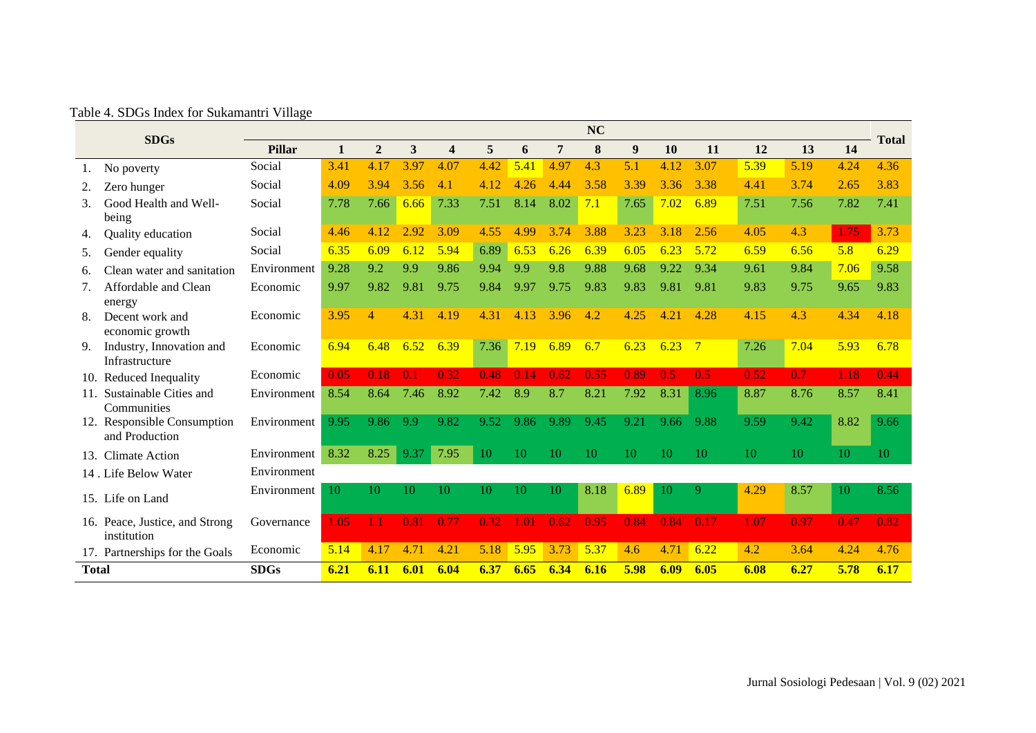Table 4. SDGs Index for Sukamantri Village

| SDGs | Pillar | NC | | | | | | | | | | | | | | Total |
|---|---|---|---|---|---|---|---|---|---|---|---|---|---|---|---|---|
| | | 1 | 2 | 3 | 4 | 5 | 6 | 7 | 8 | 9 | 10 | 11 | 12 | 13 | 14 | |
| 1. No poverty | Social | 3.41 | 4.17 | 3.97 | 4.07 | 4.42 | 5.41 | 4.97 | 4.3 | 5.1 | 4.12 | 3.07 | 5.39 | 5.19 | 4.24 | 4.36 |
| 2. Zero hunger | Social | 4.09 | 3.94 | 3.56 | 4.1 | 4.12 | 4.26 | 4.44 | 3.58 | 3.39 | 3.36 | 3.38 | 4.41 | 3.74 | 2.65 | 3.83 |
| 3. Good Health and Well-being | Social | 7.78 | 7.66 | 6.66 | 7.33 | 7.51 | 8.14 | 8.02 | 7.1 | 7.65 | 7.02 | 6.89 | 7.51 | 7.56 | 7.82 | 7.41 |
| 4. Quality education | Social | 4.46 | 4.12 | 2.92 | 3.09 | 4.55 | 4.99 | 3.74 | 3.88 | 3.23 | 3.18 | 2.56 | 4.05 | 4.3 | 1.75 | 3.73 |
| 5. Gender equality | Social | 6.35 | 6.09 | 6.12 | 5.94 | 6.89 | 6.53 | 6.26 | 6.39 | 6.05 | 6.23 | 5.72 | 6.59 | 6.56 | 5.8 | 6.29 |
| 6. Clean water and sanitation | Environment | 9.28 | 9.2 | 9.9 | 9.86 | 9.94 | 9.9 | 9.8 | 9.88 | 9.68 | 9.22 | 9.34 | 9.61 | 9.84 | 7.06 | 9.58 |
| 7. Affordable and Clean energy | Economic | 9.97 | 9.82 | 9.81 | 9.75 | 9.84 | 9.97 | 9.75 | 9.83 | 9.83 | 9.81 | 9.81 | 9.83 | 9.75 | 9.65 | 9.83 |
| 8. Decent work and economic growth | Economic | 3.95 | 4 | 4.31 | 4.19 | 4.31 | 4.13 | 3.96 | 4.2 | 4.25 | 4.21 | 4.28 | 4.15 | 4.3 | 4.34 | 4.18 |
| 9. Industry, Innovation and Infrastructure | Economic | 6.94 | 6.48 | 6.52 | 6.39 | 7.36 | 7.19 | 6.89 | 6.7 | 6.23 | 6.23 | 7 | 7.26 | 7.04 | 5.93 | 6.78 |
| 10. Reduced Inequality | Economic | 0.05 | 0.18 | 0.1 | 0.32 | 0.48 | 0.14 | 0.62 | 0.55 | 0.89 | 0.5 | 0.5 | 0.52 | 0.7 | 1.18 | 0.44 |
| 11. Sustainable Cities and Communities | Environment | 8.54 | 8.64 | 7.46 | 8.92 | 7.42 | 8.9 | 8.7 | 8.21 | 7.92 | 8.31 | 8.96 | 8.87 | 8.76 | 8.57 | 8.41 |
| 12. Responsible Consumption and Production | Environment | 9.95 | 9.86 | 9.9 | 9.82 | 9.52 | 9.86 | 9.89 | 9.45 | 9.21 | 9.66 | 9.88 | 9.59 | 9.42 | 8.82 | 9.66 |
| 13. Climate Action | Environment | 8.32 | 8.25 | 9.37 | 7.95 | 10 | 10 | 10 | 10 | 10 | 10 | 10 | 10 | 10 | 10 | 10 |
| 14 . Life Below Water | Environment | | | | | | | | | | | | | | | |
| 15. Life on Land | Environment | 10 | 10 | 10 | 10 | 10 | 10 | 10 | 8.18 | 6.89 | 10 | 9 | 4.29 | 8.57 | 10 | 8.56 |
| 16. Peace, Justice, and Strong institution | Governance | 1.05 | 1.1 | 0.81 | 0.77 | 0.32 | 1.01 | 0.62 | 0.95 | 0.84 | 0.84 | 0.17 | 1.07 | 0.97 | 0.47 | 0.82 |
| 17. Partnerships for the Goals | Economic | 5.14 | 4.17 | 4.71 | 4.21 | 5.18 | 5.95 | 3.73 | 5.37 | 4.6 | 4.71 | 6.22 | 4.2 | 3.64 | 4.24 | 4.76 |
| **Total** | **SDGs** | **6.21** | **6.11** | **6.01** | **6.04** | **6.37** | **6.65** | **6.34** | **6.16** | **5.98** | **6.09** | **6.05** | **6.08** | **6.27** | **5.78** | **6.17** |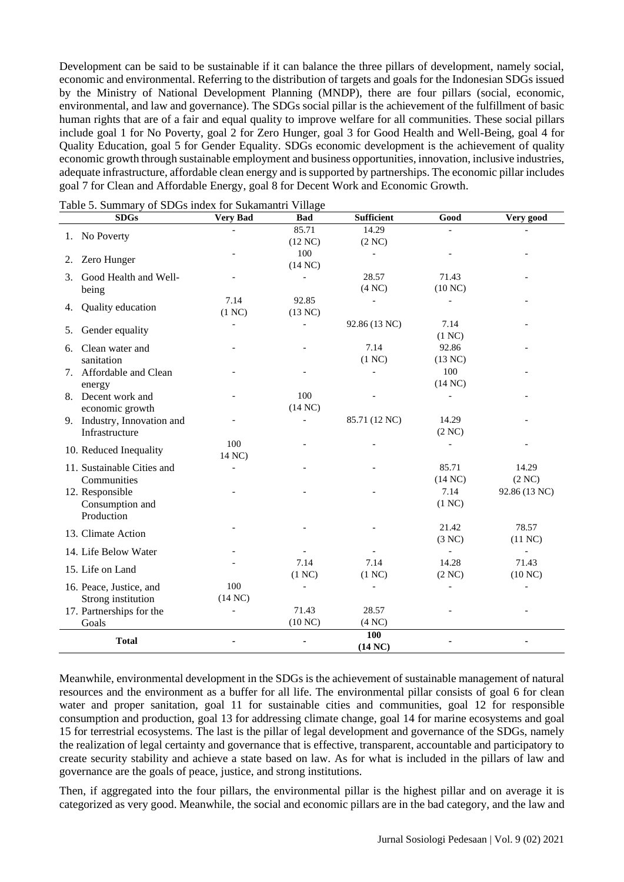Development can be said to be sustainable if it can balance the three pillars of development, namely social, economic and environmental. Referring to the distribution of targets and goals for the Indonesian SDGs issued by the Ministry of National Development Planning (MNDP), there are four pillars (social, economic, environmental, and law and governance). The SDGs social pillar is the achievement of the fulfillment of basic human rights that are of a fair and equal quality to improve welfare for all communities. These social pillars include goal 1 for No Poverty, goal 2 for Zero Hunger, goal 3 for Good Health and Well-Being, goal 4 for Quality Education, goal 5 for Gender Equality. SDGs economic development is the achievement of quality economic growth through sustainable employment and business opportunities, innovation, inclusive industries, adequate infrastructure, affordable clean energy and is supported by partnerships. The economic pillar includes goal 7 for Clean and Affordable Energy, goal 8 for Decent Work and Economic Growth.

Table 5. Summary of SDGs index for Sukamantri Village

| SDGs | Very Bad | Bad | Sufficient | Good | Very good |
|---|---|---|---|---|---|
| 1. No Poverty | - | 85.71 (12 NC) | 14.29 (2 NC) | - | - |
| 2. Zero Hunger | - | 100 (14 NC) | - | - | - |
| 3. Good Health and Well-being | - | - | 28.57 (4 NC) | 71.43 (10 NC) | - |
| 4. Quality education | 7.14 (1 NC) | 92.85 (13 NC) | - | - | - |
| 5. Gender equality | - | - | 92.86 (13 NC) | 7.14 (1 NC) | - |
| 6. Clean water and sanitation | - | - | 7.14 (1 NC) | 92.86 (13 NC) | - |
| 7. Affordable and Clean energy | - | - | - | 100 (14 NC) | - |
| 8. Decent work and economic growth | - | 100 (14 NC) | - | - | - |
| 9. Industry, Innovation and Infrastructure | - | - | 85.71 (12 NC) | 14.29 (2 NC) | - |
| 10. Reduced Inequality | 100 14 NC) | - | - | - | - |
| 11. Sustainable Cities and Communities | - | - | - | 85.71 (14 NC) | 14.29 (2 NC) |
| 12. Responsible Consumption and Production | - | - | - | 7.14 (1 NC) | 92.86 (13 NC) |
| 13. Climate Action | - | - | - | 21.42 (3 NC) | 78.57 (11 NC) |
| 14. Life Below Water | - | - | - | - | - |
| 15. Life on Land | - | 7.14 (1 NC) | 7.14 (1 NC) | 14.28 (2 NC) | 71.43 (10 NC) |
| 16. Peace, Justice, and Strong institution | 100 (14 NC) | - | - | - | - |
| 17. Partnerships for the Goals | - | 71.43 (10 NC) | 28.57 (4 NC) | - | - |
| **Total** | **-** | **-** | **100 (14 NC)** | **-** | **-** |

Meanwhile, environmental development in the SDGs is the achievement of sustainable management of natural resources and the environment as a buffer for all life. The environmental pillar consists of goal 6 for clean water and proper sanitation, goal 11 for sustainable cities and communities, goal 12 for responsible consumption and production, goal 13 for addressing climate change, goal 14 for marine ecosystems and goal 15 for terrestrial ecosystems. The last is the pillar of legal development and governance of the SDGs, namely the realization of legal certainty and governance that is effective, transparent, accountable and participatory to create security stability and achieve a state based on law. As for what is included in the pillars of law and governance are the goals of peace, justice, and strong institutions.

Then, if aggregated into the four pillars, the environmental pillar is the highest pillar and on average it is categorized as very good. Meanwhile, the social and economic pillars are in the bad category, and the law and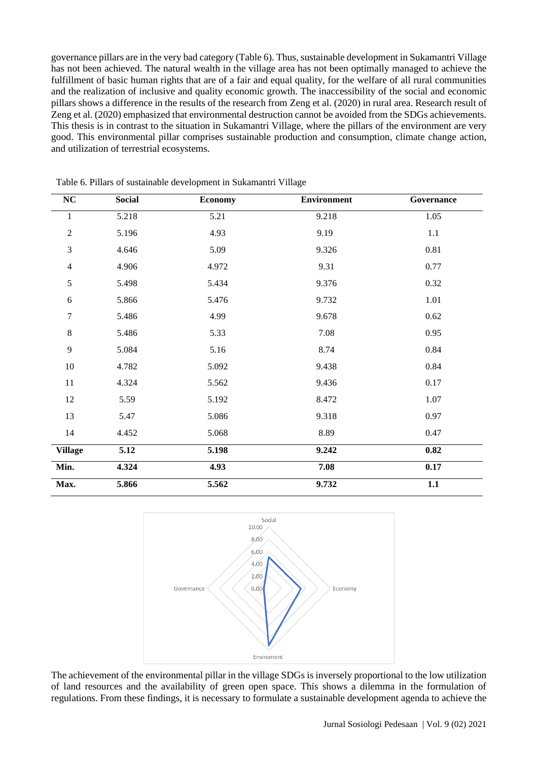governance pillars are in the very bad category (Table 6). Thus, sustainable development in Sukamantri Village has not been achieved. The natural wealth in the village area has not been optimally managed to achieve the fulfillment of basic human rights that are of a fair and equal quality, for the welfare of all rural communities and the realization of inclusive and quality economic growth. The inaccessibility of the social and economic pillars shows a difference in the results of the research from Zeng et al. (2020) in rural area. Research result of Zeng et al. (2020) emphasized that environmental destruction cannot be avoided from the SDGs achievements. This thesis is in contrast to the situation in Sukamantri Village, where the pillars of the environment are very good. This environmental pillar comprises sustainable production and consumption, climate change action, and utilization of terrestrial ecosystems.

Table 6. Pillars of sustainable development in Sukamantri Village

| NC | Social | Economy | Environment | Governance |
|---|---|---|---|---|
| 1 | 5.218 | 5.21 | 9.218 | 1.05 |
| 2 | 5.196 | 4.93 | 9.19 | 1.1 |
| 3 | 4.646 | 5.09 | 9.326 | 0.81 |
| 4 | 4.906 | 4.972 | 9.31 | 0.77 |
| 5 | 5.498 | 5.434 | 9.376 | 0.32 |
| 6 | 5.866 | 5.476 | 9.732 | 1.01 |
| 7 | 5.486 | 4.99 | 9.678 | 0.62 |
| 8 | 5.486 | 5.33 | 7.08 | 0.95 |
| 9 | 5.084 | 5.16 | 8.74 | 0.84 |
| 10 | 4.782 | 5.092 | 9.438 | 0.84 |
| 11 | 4.324 | 5.562 | 9.436 | 0.17 |
| 12 | 5.59 | 5.192 | 8.472 | 1.07 |
| 13 | 5.47 | 5.086 | 9.318 | 0.97 |
| 14 | 4.452 | 5.068 | 8.89 | 0.47 |
| **Village** | **5.12** | **5.198** | **9.242** | **0.82** |
| **Min.** | **4.324** | **4.93** | **7.08** | **0.17** |
| **Max.** | **5.866** | **5.562** | **9.732** | **1.1** |

The achievement of the environmental pillar in the village SDGs is inversely proportional to the low utilization of land resources and the availability of green open space. This shows a dilemma in the formulation of regulations. From these findings, it is necessary to formulate a sustainable development agenda to achieve the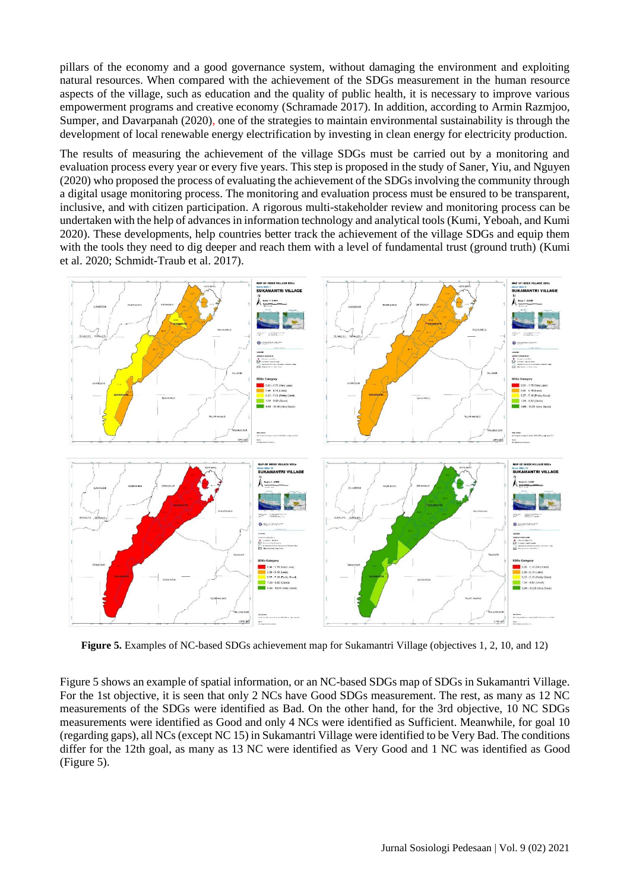pillars of the economy and a good governance system, without damaging the environment and exploiting natural resources. When compared with the achievement of the SDGs measurement in the human resource aspects of the village, such as education and the quality of public health, it is necessary to improve various empowerment programs and creative economy (Schramade 2017). In addition, according to Armin Razmjoo, Sumper, and Davarpanah (2020), one of the strategies to maintain environmental sustainability is through the development of local renewable energy electrification by investing in clean energy for electricity production.

The results of measuring the achievement of the village SDGs must be carried out by a monitoring and evaluation process every year or every five years. This step is proposed in the study of Saner, Yiu, and Nguyen (2020) who proposed the process of evaluating the achievement of the SDGs involving the community through a digital usage monitoring process. The monitoring and evaluation process must be ensured to be transparent, inclusive, and with citizen participation. A rigorous multi-stakeholder review and monitoring process can be undertaken with the help of advances in information technology and analytical tools (Kumi, Yeboah, and Kumi 2020). These developments, help countries better track the achievement of the village SDGs and equip them with the tools they need to dig deeper and reach them with a level of fundamental trust (ground truth) (Kumi et al. 2020; Schmidt-Traub et al. 2017).

**Figure 5.** Examples of NC-based SDGs achievement map for Sukamantri Village (objectives 1, 2, 10, and 12)

Figure 5 shows an example of spatial information, or an NC-based SDGs map of SDGs in Sukamantri Village. For the 1st objective, it is seen that only 2 NCs have Good SDGs measurement. The rest, as many as 12 NC measurements of the SDGs were identified as Bad. On the other hand, for the 3rd objective, 10 NC SDGs measurements were identified as Good and only 4 NCs were identified as Sufficient. Meanwhile, for goal 10 (regarding gaps), all NCs (except NC 15) in Sukamantri Village were identified to be Very Bad. The conditions differ for the 12th goal, as many as 13 NC were identified as Very Good and 1 NC was identified as Good (Figure 5).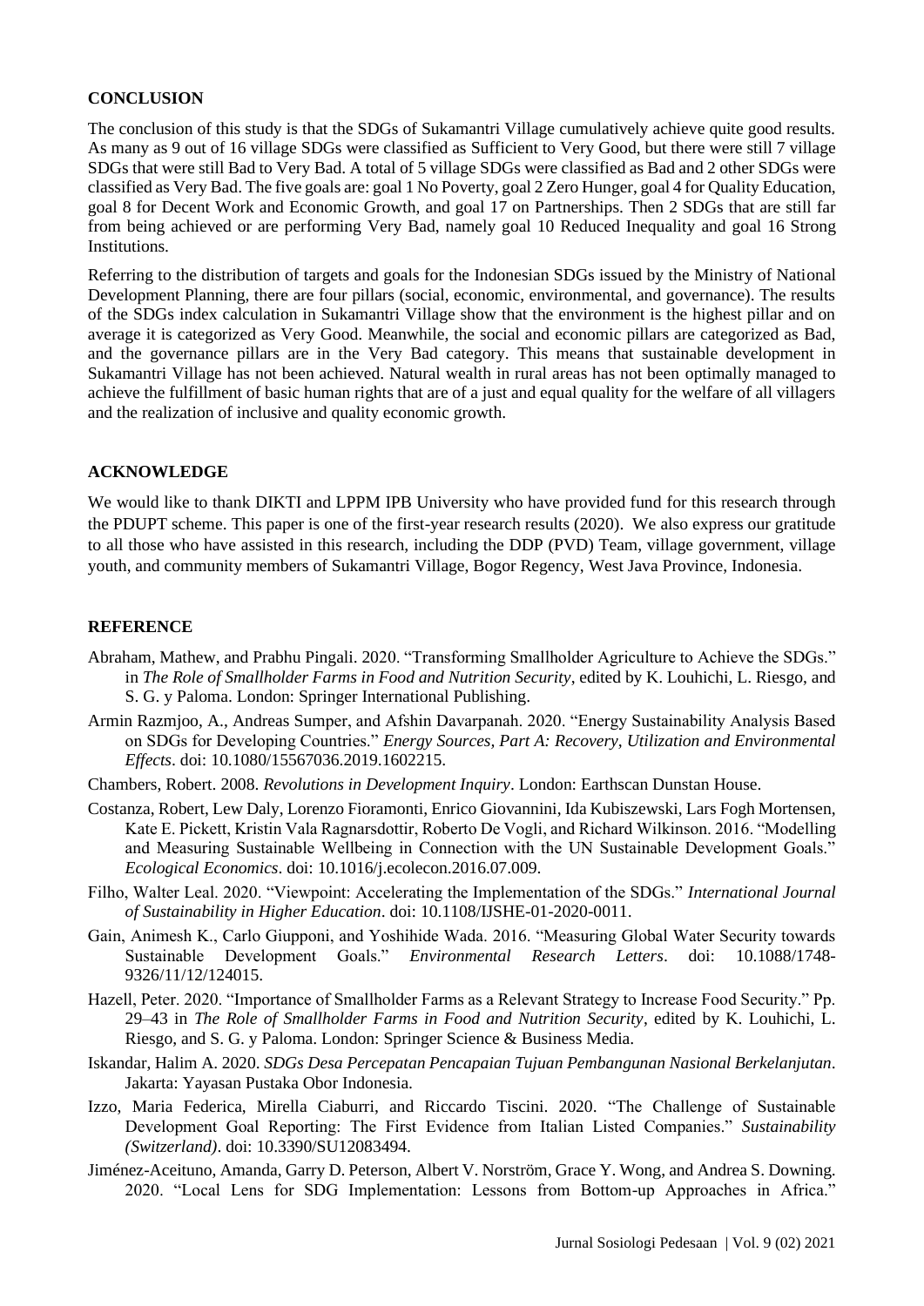## CONCLUSION

The conclusion of this study is that the SDGs of Sukamantri Village cumulatively achieve quite good results. As many as 9 out of 16 village SDGs were classified as Sufficient to Very Good, but there were still 7 village SDGs that were still Bad to Very Bad. A total of 5 village SDGs were classified as Bad and 2 other SDGs were classified as Very Bad. The five goals are: goal 1 No Poverty, goal 2 Zero Hunger, goal 4 for Quality Education, goal 8 for Decent Work and Economic Growth, and goal 17 on Partnerships. Then 2 SDGs that are still far from being achieved or are performing Very Bad, namely goal 10 Reduced Inequality and goal 16 Strong Institutions.

Referring to the distribution of targets and goals for the Indonesian SDGs issued by the Ministry of National Development Planning, there are four pillars (social, economic, environmental, and governance). The results of the SDGs index calculation in Sukamantri Village show that the environment is the highest pillar and on average it is categorized as Very Good. Meanwhile, the social and economic pillars are categorized as Bad, and the governance pillars are in the Very Bad category. This means that sustainable development in Sukamantri Village has not been achieved. Natural wealth in rural areas has not been optimally managed to achieve the fulfillment of basic human rights that are of a just and equal quality for the welfare of all villagers and the realization of inclusive and quality economic growth.

## ACKNOWLEDGE

We would like to thank DIKTI and LPPM IPB University who have provided fund for this research through the PDUPT scheme. This paper is one of the first-year research results (2020). We also express our gratitude to all those who have assisted in this research, including the DDP (PVD) Team, village government, village youth, and community members of Sukamantri Village, Bogor Regency, West Java Province, Indonesia.

## REFERENCE

Abraham, Mathew, and Prabhu Pingali. 2020. "Transforming Smallholder Agriculture to Achieve the SDGs." in *The Role of Smallholder Farms in Food and Nutrition Security*, edited by K. Louhichi, L. Riesgo, and S. G. y Paloma. London: Springer International Publishing.

Armin Razmjoo, A., Andreas Sumper, and Afshin Davarpanah. 2020. "Energy Sustainability Analysis Based on SDGs for Developing Countries." *Energy Sources, Part A: Recovery, Utilization and Environmental Effects*. doi: 10.1080/15567036.2019.1602215.

Chambers, Robert. 2008. *Revolutions in Development Inquiry*. London: Earthscan Dunstan House.

Costanza, Robert, Lew Daly, Lorenzo Fioramonti, Enrico Giovannini, Ida Kubiszewski, Lars Fogh Mortensen, Kate E. Pickett, Kristin Vala Ragnarsdottir, Roberto De Vogli, and Richard Wilkinson. 2016. "Modelling and Measuring Sustainable Wellbeing in Connection with the UN Sustainable Development Goals." *Ecological Economics*. doi: 10.1016/j.ecolecon.2016.07.009.

Filho, Walter Leal. 2020. "Viewpoint: Accelerating the Implementation of the SDGs." *International Journal of Sustainability in Higher Education*. doi: 10.1108/IJSHE-01-2020-0011.

Gain, Animesh K., Carlo Giupponi, and Yoshihide Wada. 2016. "Measuring Global Water Security towards Sustainable Development Goals." *Environmental Research Letters*. doi: 10.1088/1748-9326/11/12/124015.

Hazell, Peter. 2020. "Importance of Smallholder Farms as a Relevant Strategy to Increase Food Security." Pp. 29–43 in *The Role of Smallholder Farms in Food and Nutrition Security*, edited by K. Louhichi, L. Riesgo, and S. G. y Paloma. London: Springer Science & Business Media.

Iskandar, Halim A. 2020. *SDGs Desa Percepatan Pencapaian Tujuan Pembangunan Nasional Berkelanjutan*. Jakarta: Yayasan Pustaka Obor Indonesia.

Izzo, Maria Federica, Mirella Ciaburri, and Riccardo Tiscini. 2020. "The Challenge of Sustainable Development Goal Reporting: The First Evidence from Italian Listed Companies." *Sustainability (Switzerland)*. doi: 10.3390/SU12083494.

Jiménez-Aceituno, Amanda, Garry D. Peterson, Albert V. Norström, Grace Y. Wong, and Andrea S. Downing. 2020. "Local Lens for SDG Implementation: Lessons from Bottom-up Approaches in Africa."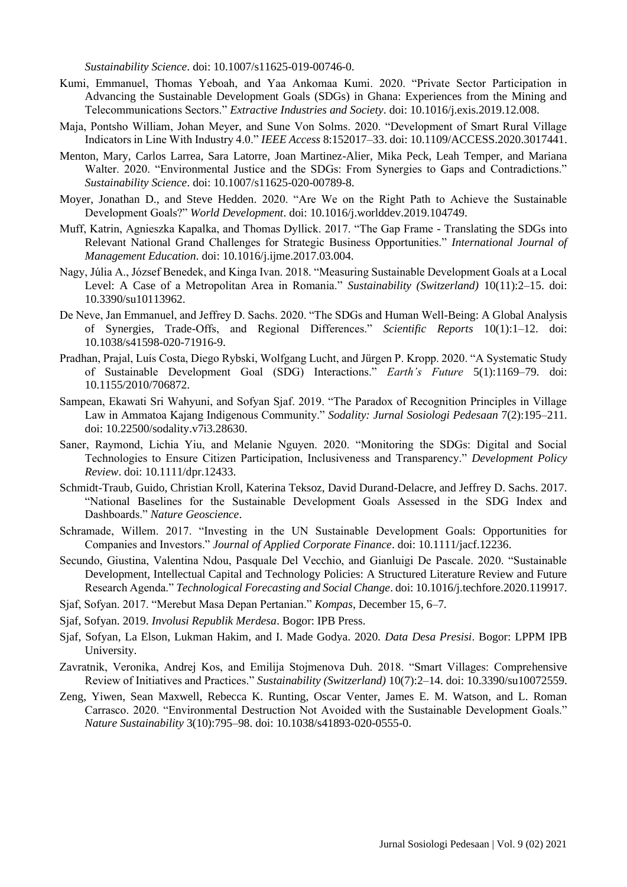*Sustainability Science*. doi: 10.1007/s11625-019-00746-0.

Kumi, Emmanuel, Thomas Yeboah, and Yaa Ankomaa Kumi. 2020. "Private Sector Participation in Advancing the Sustainable Development Goals (SDGs) in Ghana: Experiences from the Mining and Telecommunications Sectors." *Extractive Industries and Society*. doi: 10.1016/j.exis.2019.12.008.

Maja, Pontsho William, Johan Meyer, and Sune Von Solms. 2020. "Development of Smart Rural Village Indicators in Line With Industry 4.0." *IEEE Access* 8:152017–33. doi: 10.1109/ACCESS.2020.3017441.

Menton, Mary, Carlos Larrea, Sara Latorre, Joan Martinez-Alier, Mika Peck, Leah Temper, and Mariana Walter. 2020. "Environmental Justice and the SDGs: From Synergies to Gaps and Contradictions." *Sustainability Science*. doi: 10.1007/s11625-020-00789-8.

Moyer, Jonathan D., and Steve Hedden. 2020. "Are We on the Right Path to Achieve the Sustainable Development Goals?" *World Development*. doi: 10.1016/j.worlddev.2019.104749.

Muff, Katrin, Agnieszka Kapalka, and Thomas Dyllick. 2017. "The Gap Frame - Translating the SDGs into Relevant National Grand Challenges for Strategic Business Opportunities." *International Journal of Management Education*. doi: 10.1016/j.ijme.2017.03.004.

Nagy, Júlia A., József Benedek, and Kinga Ivan. 2018. "Measuring Sustainable Development Goals at a Local Level: A Case of a Metropolitan Area in Romania." *Sustainability (Switzerland)* 10(11):2–15. doi: 10.3390/su10113962.

De Neve, Jan Emmanuel, and Jeffrey D. Sachs. 2020. "The SDGs and Human Well-Being: A Global Analysis of Synergies, Trade-Offs, and Regional Differences." *Scientific Reports* 10(1):1–12. doi: 10.1038/s41598-020-71916-9.

Pradhan, Prajal, Luís Costa, Diego Rybski, Wolfgang Lucht, and Jürgen P. Kropp. 2020. "A Systematic Study of Sustainable Development Goal (SDG) Interactions." *Earth's Future* 5(1):1169–79. doi: 10.1155/2010/706872.

Sampean, Ekawati Sri Wahyuni, and Sofyan Sjaf. 2019. "The Paradox of Recognition Principles in Village Law in Ammatoa Kajang Indigenous Community." *Sodality: Jurnal Sosiologi Pedesaan* 7(2):195–211. doi: 10.22500/sodality.v7i3.28630.

Saner, Raymond, Lichia Yiu, and Melanie Nguyen. 2020. "Monitoring the SDGs: Digital and Social Technologies to Ensure Citizen Participation, Inclusiveness and Transparency." *Development Policy Review*. doi: 10.1111/dpr.12433.

Schmidt-Traub, Guido, Christian Kroll, Katerina Teksoz, David Durand-Delacre, and Jeffrey D. Sachs. 2017. "National Baselines for the Sustainable Development Goals Assessed in the SDG Index and Dashboards." *Nature Geoscience*.

Schramade, Willem. 2017. "Investing in the UN Sustainable Development Goals: Opportunities for Companies and Investors." *Journal of Applied Corporate Finance*. doi: 10.1111/jacf.12236.

Secundo, Giustina, Valentina Ndou, Pasquale Del Vecchio, and Gianluigi De Pascale. 2020. "Sustainable Development, Intellectual Capital and Technology Policies: A Structured Literature Review and Future Research Agenda." *Technological Forecasting and Social Change*. doi: 10.1016/j.techfore.2020.119917.

Sjaf, Sofyan. 2017. "Merebut Masa Depan Pertanian." *Kompas*, December 15, 6–7.

Sjaf, Sofyan. 2019. *Involusi Republik Merdesa*. Bogor: IPB Press.

Sjaf, Sofyan, La Elson, Lukman Hakim, and I. Made Godya. 2020. *Data Desa Presisi*. Bogor: LPPM IPB University.

Zavratnik, Veronika, Andrej Kos, and Emilija Stojmenova Duh. 2018. "Smart Villages: Comprehensive Review of Initiatives and Practices." *Sustainability (Switzerland)* 10(7):2–14. doi: 10.3390/su10072559.

Zeng, Yiwen, Sean Maxwell, Rebecca K. Runting, Oscar Venter, James E. M. Watson, and L. Roman Carrasco. 2020. "Environmental Destruction Not Avoided with the Sustainable Development Goals." *Nature Sustainability* 3(10):795–98. doi: 10.1038/s41893-020-0555-0.